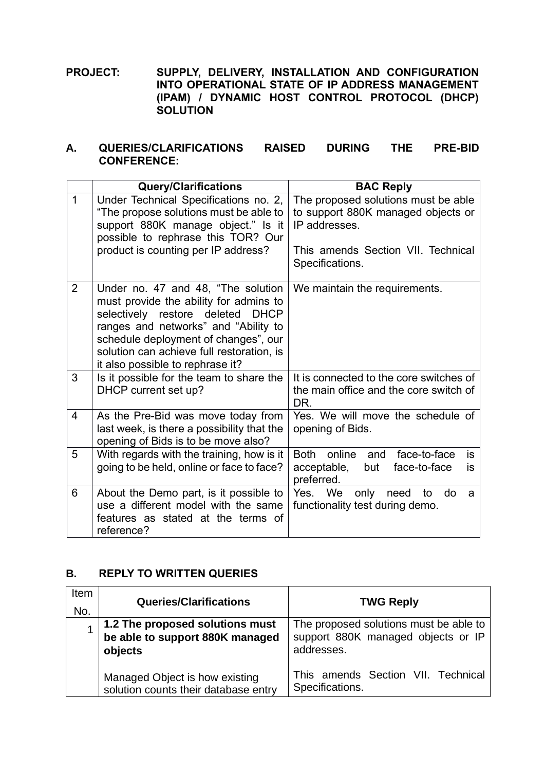**PROJECT: SUPPLY, DELIVERY, INSTALLATION AND CONFIGURATION INTO OPERATIONAL STATE OF IP ADDRESS MANAGEMENT (IPAM) / DYNAMIC HOST CONTROL PROTOCOL (DHCP) SOLUTION**

## A. QUERIES/CLARIFICATIONS RAISED DURING THE PRE-BID CONFERENCE:

| | Query/Clarifications | BAC Reply |
|---|---|---|
| 1 | Under Technical Specifications no. 2, "The propose solutions must be able to support 880K manage object." Is it possible to rephrase this TOR? Our product is counting per IP address? | The proposed solutions must be able to support 880K managed objects or IP addresses.<br><br>This amends Section VII. Technical Specifications. |
| 2 | Under no. 47 and 48, "The solution must provide the ability for admins to selectively restore deleted DHCP ranges and networks" and "Ability to schedule deployment of changes", our solution can achieve full restoration, is it also possible to rephrase it? | We maintain the requirements. |
| 3 | Is it possible for the team to share the DHCP current set up? | It is connected to the core switches of the main office and the core switch of DR. |
| 4 | As the Pre-Bid was move today from last week, is there a possibility that the opening of Bids is to be move also? | Yes. We will move the schedule of opening of Bids. |
| 5 | With regards with the training, how is it going to be held, online or face to face? | Both online and face-to-face is acceptable, but face-to-face is preferred. |
| 6 | About the Demo part, is it possible to use a different model with the same features as stated at the terms of reference? | Yes. We only need to do a functionality test during demo. |

## B. REPLY TO WRITTEN QUERIES

| Item No. | Queries/Clarifications | TWG Reply |
|---|---|---|
| 1 | **1.2 The proposed solutions must be able to support 880K managed objects**<br><br>Managed Object is how existing solution counts their database entry | The proposed solutions must be able to support 880K managed objects or IP addresses.<br><br>This amends Section VII. Technical Specifications. |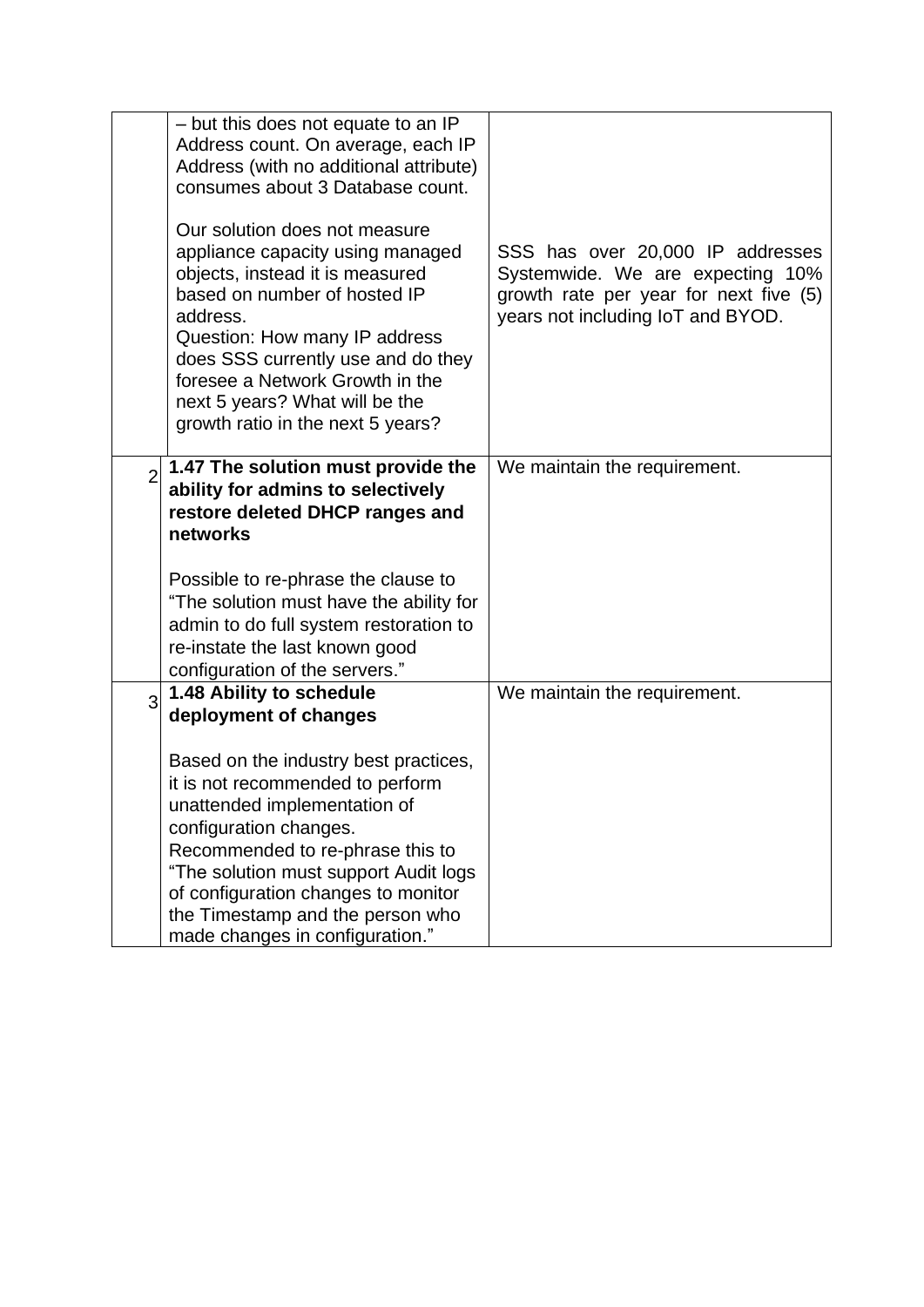| | | |
|---|---|---|
| | – but this does not equate to an IP Address count. On average, each IP Address (with no additional attribute) consumes about 3 Database count.<br><br>Our solution does not measure appliance capacity using managed objects, instead it is measured based on number of hosted IP address.<br>Question: How many IP address does SSS currently use and do they foresee a Network Growth in the next 5 years? What will be the growth ratio in the next 5 years? | SSS has over 20,000 IP addresses Systemwide. We are expecting 10% growth rate per year for next five (5) years not including IoT and BYOD. |
| 2 | **1.47 The solution must provide the ability for admins to selectively restore deleted DHCP ranges and networks**<br><br>Possible to re-phrase the clause to "The solution must have the ability for admin to do full system restoration to re-instate the last known good configuration of the servers." | We maintain the requirement. |
| 3 | **1.48 Ability to schedule deployment of changes**<br><br>Based on the industry best practices, it is not recommended to perform unattended implementation of configuration changes.<br>Recommended to re-phrase this to "The solution must support Audit logs of configuration changes to monitor the Timestamp and the person who made changes in configuration." | We maintain the requirement. |